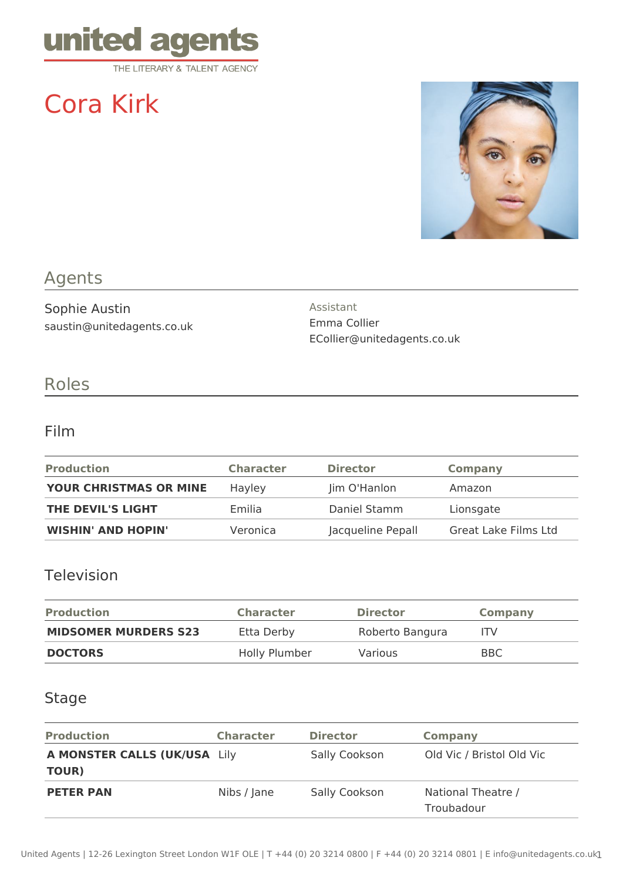united agents
THE LITERARY & TALENT AGENCY

# Cora Kirk

## Agents

Sophie Austin
saustin@unitedagents.co.uk

Assistant
Emma Collier
ECollier@unitedagents.co.uk

## Roles

### Film

| Production | Character | Director | Company |
|---|---|---|---|
| **YOUR CHRISTMAS OR MINE** | Hayley | Jim O'Hanlon | Amazon |
| **THE DEVIL'S LIGHT** | Emilia | Daniel Stamm | Lionsgate |
| **WISHIN' AND HOPIN'** | Veronica | Jacqueline Pepall | Great Lake Films Ltd |

### Television

| Production | Character | Director | Company |
|---|---|---|---|
| **MIDSOMER MURDERS S23** | Etta Derby | Roberto Bangura | ITV |
| **DOCTORS** | Holly Plumber | Various | BBC |

### Stage

| Production | Character | Director | Company |
|---|---|---|---|
| **A MONSTER CALLS (UK/USA TOUR)** | Lily | Sally Cookson | Old Vic / Bristol Old Vic |
| **PETER PAN** | Nibs / Jane | Sally Cookson | National Theatre / Troubadour |

United Agents | 12-26 Lexington Street London W1F OLE | T +44 (0) 20 3214 0800 | F +44 (0) 20 3214 0801 | E info@unitedagents.co.uk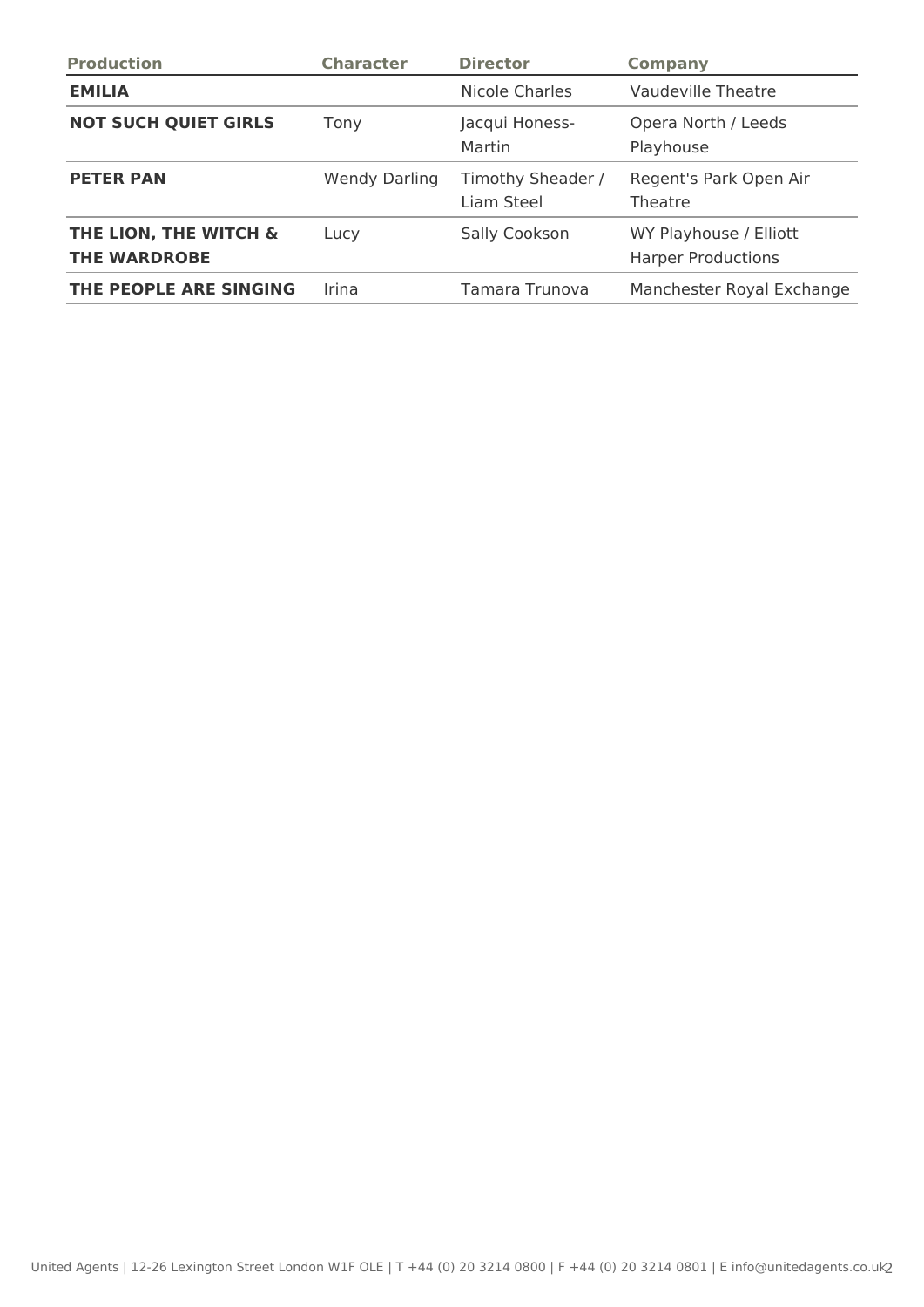| Production | Character | Director | Company |
|---|---|---|---|
| **EMILIA** | | Nicole Charles | Vaudeville Theatre |
| **NOT SUCH QUIET GIRLS** | Tony | Jacqui Honess-Martin | Opera North / Leeds Playhouse |
| **PETER PAN** | Wendy Darling | Timothy Sheader / Liam Steel | Regent's Park Open Air Theatre |
| **THE LION, THE WITCH & THE WARDROBE** | Lucy | Sally Cookson | WY Playhouse / Elliott Harper Productions |
| **THE PEOPLE ARE SINGING** | Irina | Tamara Trunova | Manchester Royal Exchange |